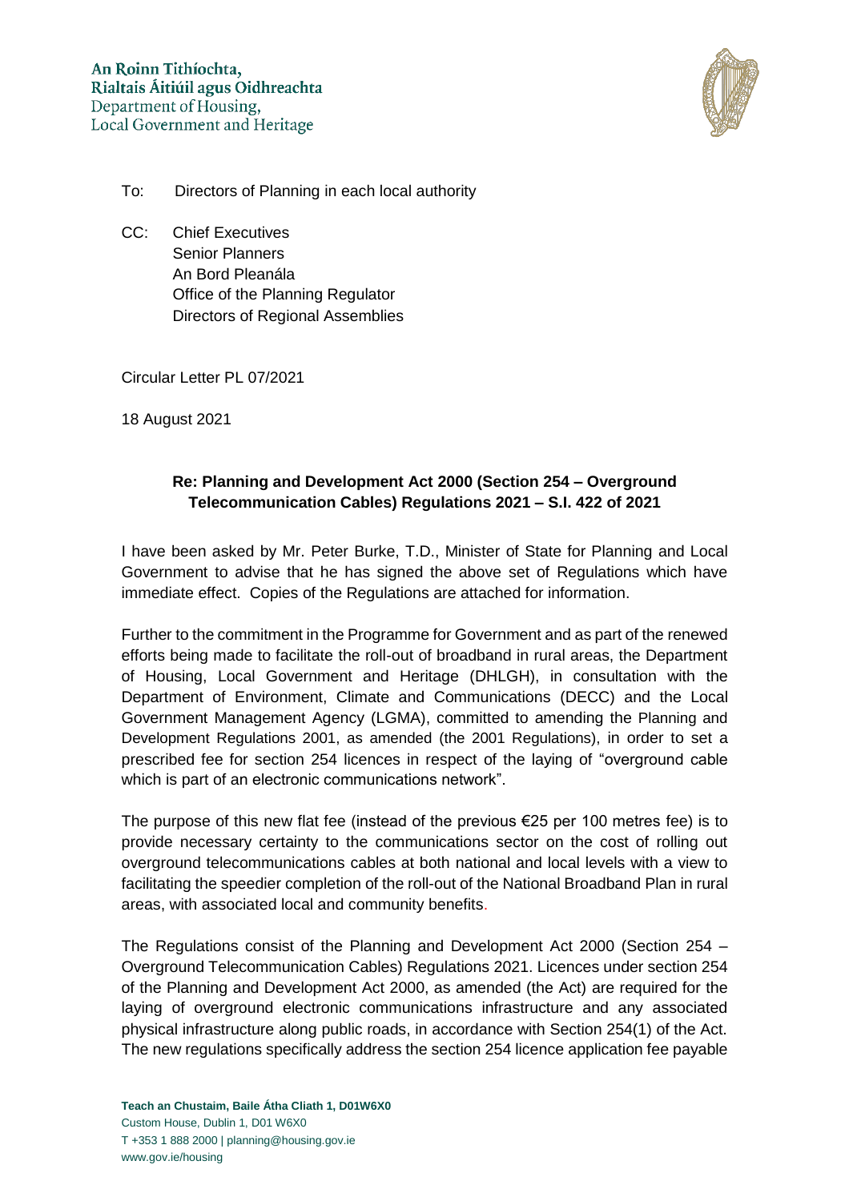An Roinn Tithíochta,
Rialtais Áitiúil agus Oidhreachta
Department of Housing,
Local Government and Heritage

To: Directors of Planning in each local authority

CC: Chief Executives
Senior Planners
An Bord Pleanála
Office of the Planning Regulator
Directors of Regional Assemblies

Circular Letter PL 07/2021

18 August 2021

**Re: Planning and Development Act 2000 (Section 254 – Overground Telecommunication Cables) Regulations 2021 – S.I. 422 of 2021**

I have been asked by Mr. Peter Burke, T.D., Minister of State for Planning and Local Government to advise that he has signed the above set of Regulations which have immediate effect. Copies of the Regulations are attached for information.

Further to the commitment in the Programme for Government and as part of the renewed efforts being made to facilitate the roll-out of broadband in rural areas, the Department of Housing, Local Government and Heritage (DHLGH), in consultation with the Department of Environment, Climate and Communications (DECC) and the Local Government Management Agency (LGMA), committed to amending the Planning and Development Regulations 2001, as amended (the 2001 Regulations), in order to set a prescribed fee for section 254 licences in respect of the laying of "overground cable which is part of an electronic communications network".

The purpose of this new flat fee (instead of the previous €25 per 100 metres fee) is to provide necessary certainty to the communications sector on the cost of rolling out overground telecommunications cables at both national and local levels with a view to facilitating the speedier completion of the roll-out of the National Broadband Plan in rural areas, with associated local and community benefits.

The Regulations consist of the Planning and Development Act 2000 (Section 254 – Overground Telecommunication Cables) Regulations 2021. Licences under section 254 of the Planning and Development Act 2000, as amended (the Act) are required for the laying of overground electronic communications infrastructure and any associated physical infrastructure along public roads, in accordance with Section 254(1) of the Act. The new regulations specifically address the section 254 licence application fee payable

**Teach an Chustaim, Baile Átha Cliath 1, D01W6X0**
Custom House, Dublin 1, D01 W6X0
T +353 1 888 2000 | planning@housing.gov.ie
www.gov.ie/housing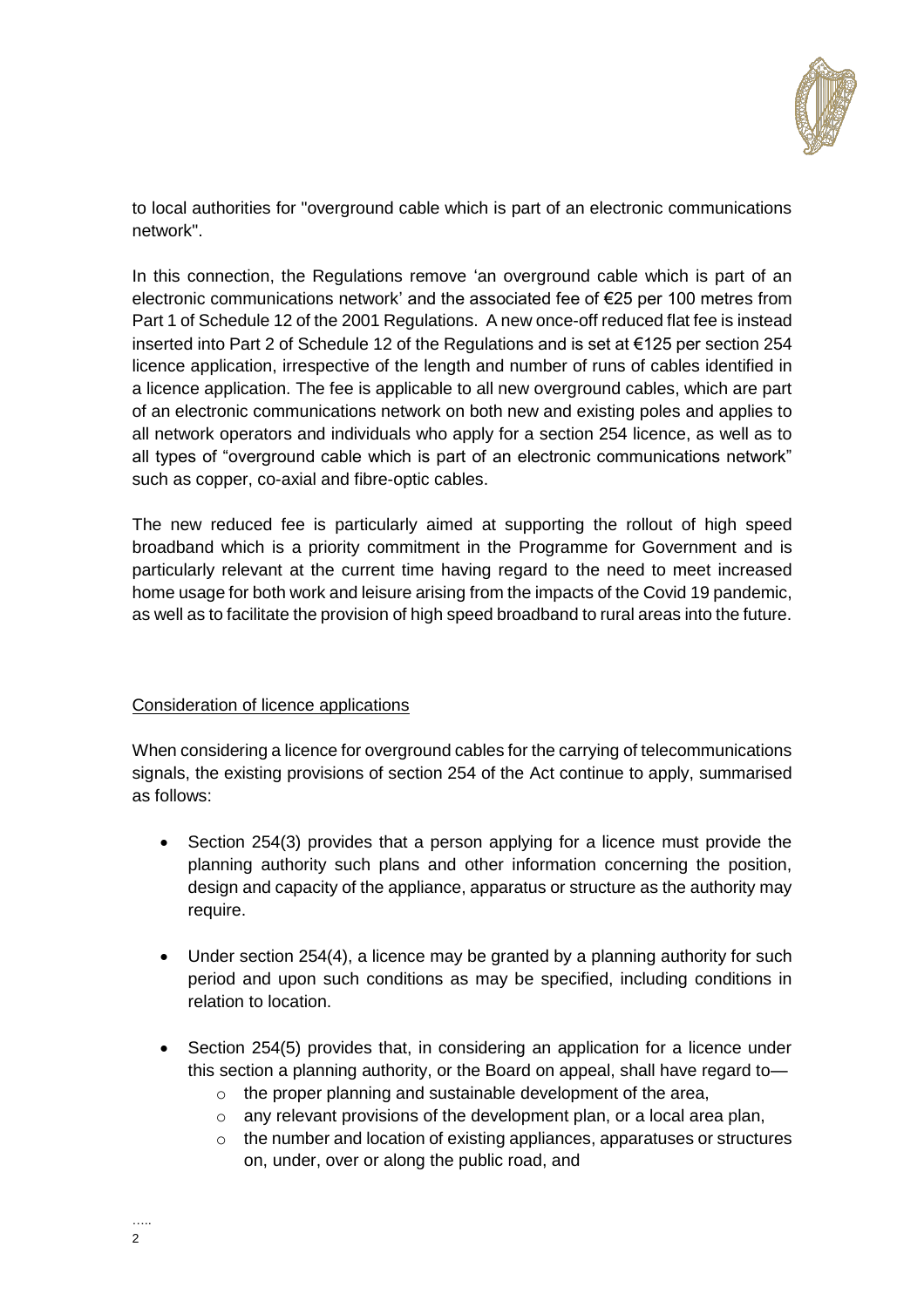to local authorities for "overground cable which is part of an electronic communications network".

In this connection, the Regulations remove 'an overground cable which is part of an electronic communications network' and the associated fee of €25 per 100 metres from Part 1 of Schedule 12 of the 2001 Regulations. A new once-off reduced flat fee is instead inserted into Part 2 of Schedule 12 of the Regulations and is set at €125 per section 254 licence application, irrespective of the length and number of runs of cables identified in a licence application. The fee is applicable to all new overground cables, which are part of an electronic communications network on both new and existing poles and applies to all network operators and individuals who apply for a section 254 licence, as well as to all types of "overground cable which is part of an electronic communications network" such as copper, co-axial and fibre-optic cables.

The new reduced fee is particularly aimed at supporting the rollout of high speed broadband which is a priority commitment in the Programme for Government and is particularly relevant at the current time having regard to the need to meet increased home usage for both work and leisure arising from the impacts of the Covid 19 pandemic, as well as to facilitate the provision of high speed broadband to rural areas into the future.

## Consideration of licence applications

When considering a licence for overground cables for the carrying of telecommunications signals, the existing provisions of section 254 of the Act continue to apply, summarised as follows:

- Section 254(3) provides that a person applying for a licence must provide the planning authority such plans and other information concerning the position, design and capacity of the appliance, apparatus or structure as the authority may require.
- Under section 254(4), a licence may be granted by a planning authority for such period and upon such conditions as may be specified, including conditions in relation to location.
- Section 254(5) provides that, in considering an application for a licence under this section a planning authority, or the Board on appeal, shall have regard to—
  - the proper planning and sustainable development of the area,
  - any relevant provisions of the development plan, or a local area plan,
  - the number and location of existing appliances, apparatuses or structures on, under, over or along the public road, and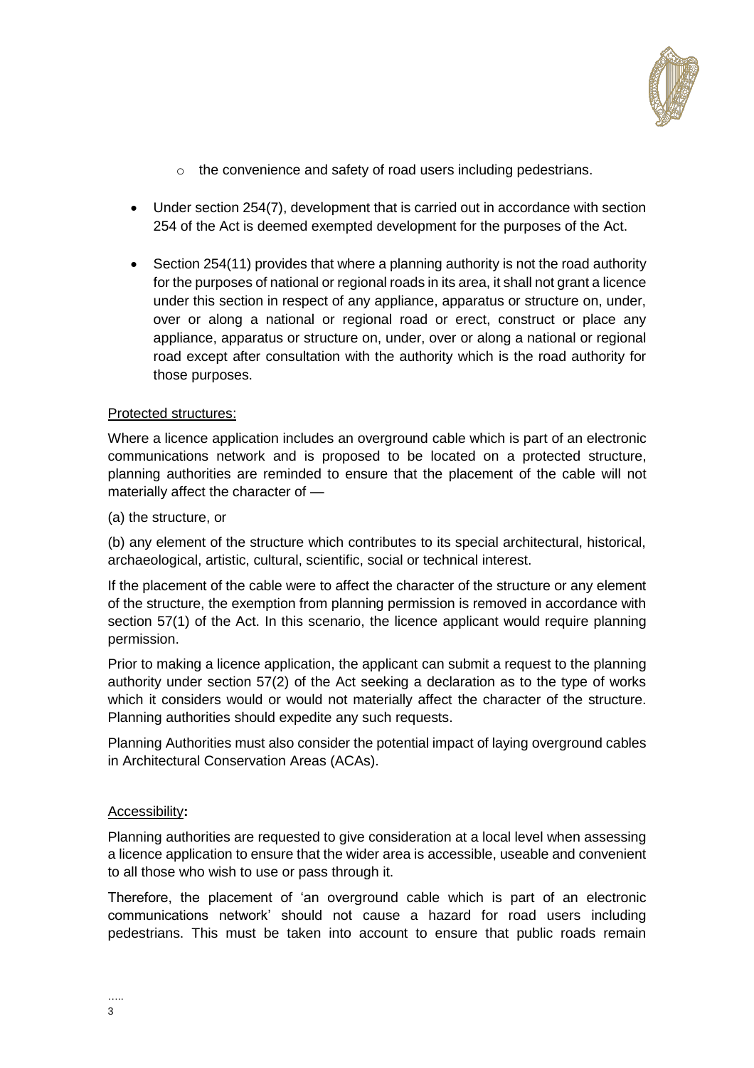- the convenience and safety of road users including pedestrians.

- Under section 254(7), development that is carried out in accordance with section 254 of the Act is deemed exempted development for the purposes of the Act.
- Section 254(11) provides that where a planning authority is not the road authority for the purposes of national or regional roads in its area, it shall not grant a licence under this section in respect of any appliance, apparatus or structure on, under, over or along a national or regional road or erect, construct or place any appliance, apparatus or structure on, under, over or along a national or regional road except after consultation with the authority which is the road authority for those purposes.

Protected structures:

Where a licence application includes an overground cable which is part of an electronic communications network and is proposed to be located on a protected structure, planning authorities are reminded to ensure that the placement of the cable will not materially affect the character of —

(a) the structure, or

(b) any element of the structure which contributes to its special architectural, historical, archaeological, artistic, cultural, scientific, social or technical interest.

If the placement of the cable were to affect the character of the structure or any element of the structure, the exemption from planning permission is removed in accordance with section 57(1) of the Act. In this scenario, the licence applicant would require planning permission.

Prior to making a licence application, the applicant can submit a request to the planning authority under section 57(2) of the Act seeking a declaration as to the type of works which it considers would or would not materially affect the character of the structure. Planning authorities should expedite any such requests.

Planning Authorities must also consider the potential impact of laying overground cables in Architectural Conservation Areas (ACAs).

Accessibility**:**

Planning authorities are requested to give consideration at a local level when assessing a licence application to ensure that the wider area is accessible, useable and convenient to all those who wish to use or pass through it.

Therefore, the placement of 'an overground cable which is part of an electronic communications network' should not cause a hazard for road users including pedestrians. This must be taken into account to ensure that public roads remain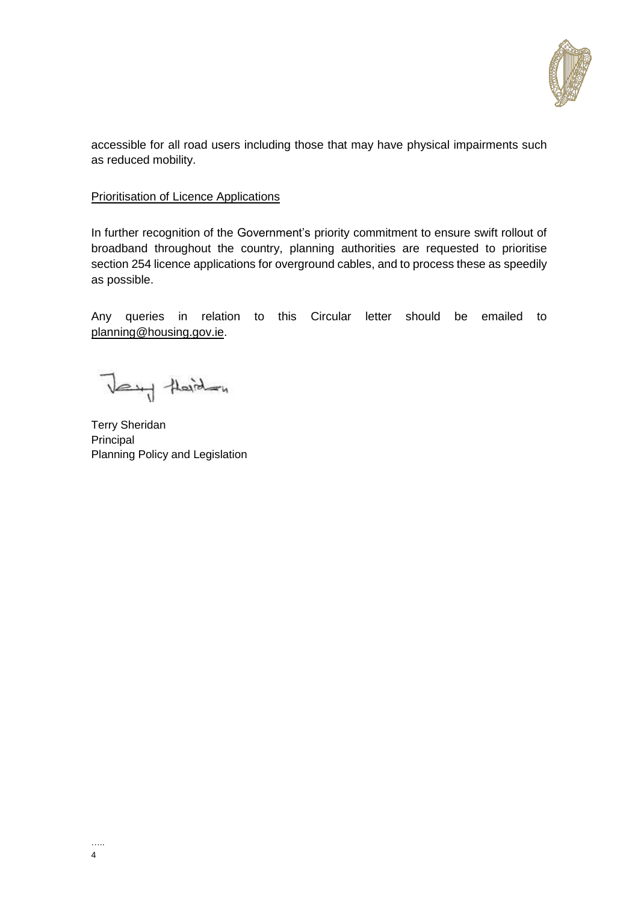accessible for all road users including those that may have physical impairments such as reduced mobility.

Prioritisation of Licence Applications

In further recognition of the Government's priority commitment to ensure swift rollout of broadband throughout the country, planning authorities are requested to prioritise section 254 licence applications for overground cables, and to process these as speedily as possible.

Any queries in relation to this Circular letter should be emailed to planning@housing.gov.ie.

Terry Sheridan
Principal
Planning Policy and Legislation